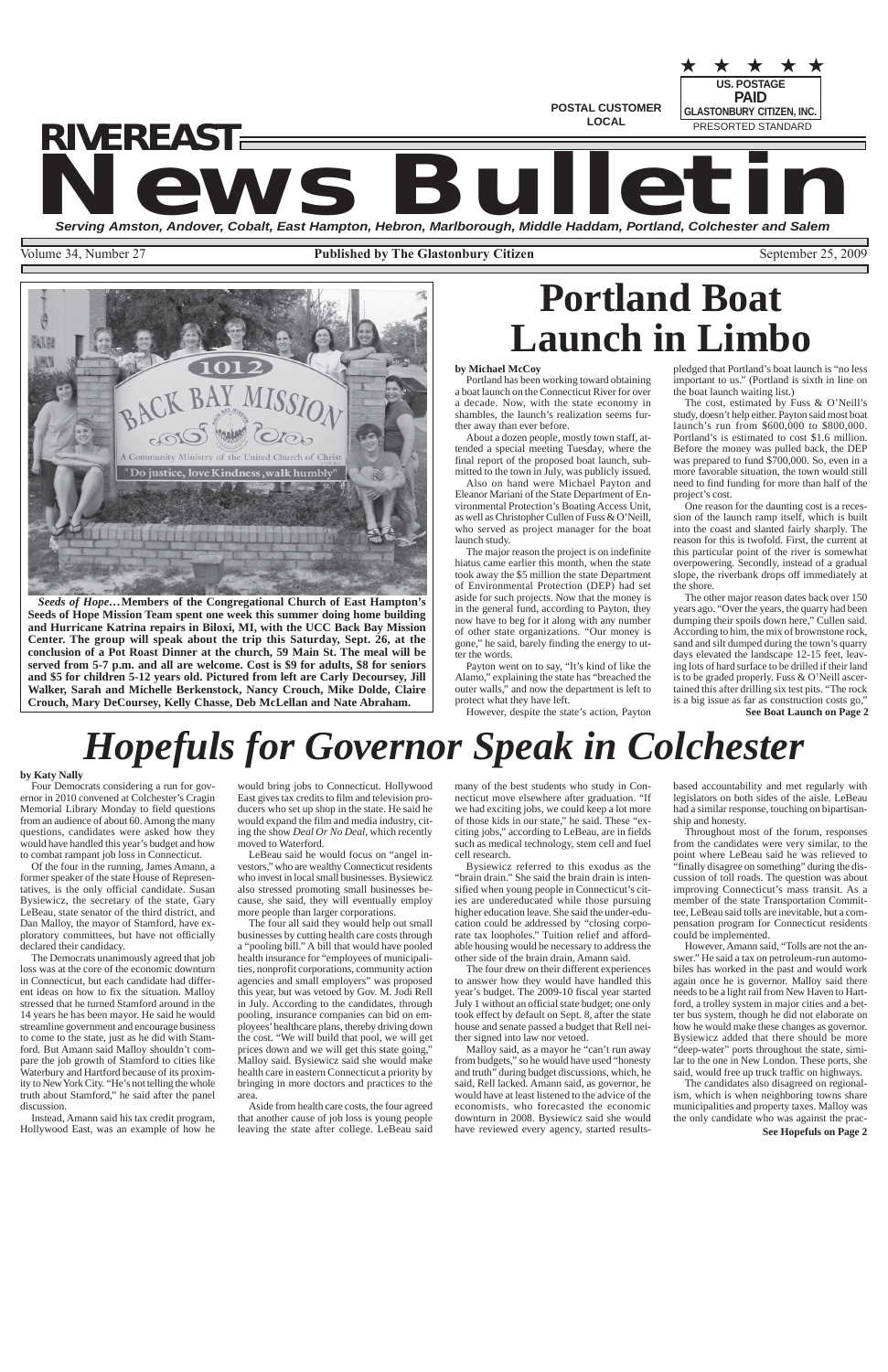POSTAL CUSTOMER
LOCAL

US. POSTAGE
PAID
GLASTONBURY CITIZEN, INC.
PRESORTED STANDARD

# RIVEREAST News Bulletin

*Serving Amston, Andover, Cobalt, East Hampton, Hebron, Marlborough, Middle Haddam, Portland, Colchester and Salem*

Volume 34, Number 27 — **Published by The Glastonbury Citizen** — September 25, 2009

*Seeds of Hope…* **Members of the Congregational Church of East Hampton's Seeds of Hope Mission Team spent one week this summer doing home building and Hurricane Katrina repairs in Biloxi, MI, with the UCC Back Bay Mission Center. The group will speak about the trip this Saturday, Sept. 26, at the conclusion of a Pot Roast Dinner at the church, 59 Main St. The meal will be served from 5-7 p.m. and all are welcome. Cost is $9 for adults, $8 for seniors and $5 for children 5-12 years old. Pictured from left are Carly Decoursey, Jill Walker, Sarah and Michelle Berkenstock, Nancy Crouch, Mike Dolde, Claire Crouch, Mary DeCoursey, Kelly Chasse, Deb McLellan and Nate Abraham.**

# Portland Boat Launch in Limbo

**by Michael McCoy**

Portland has been working toward obtaining a boat launch on the Connecticut River for over a decade. Now, with the state economy in shambles, the launch's realization seems further away than ever before.

About a dozen people, mostly town staff, attended a special meeting Tuesday, where the final report of the proposed boat launch, submitted to the town in July, was publicly issued.

Also on hand were Michael Payton and Eleanor Mariani of the State Department of Environmental Protection's Boating Access Unit, as well as Christopher Cullen of Fuss & O'Neill, who served as project manager for the boat launch study.

The major reason the project is on indefinite hiatus came earlier this month, when the state took away the $5 million the state Department of Environmental Protection (DEP) had set aside for such projects. Now that the money is in the general fund, according to Payton, they now have to beg for it along with any number of other state organizations. "Our money is gone," he said, barely finding the energy to utter the words.

Payton went on to say, "It's kind of like the Alamo," explaining the state has "breached the outer walls," and now the department is left to protect what they have left.

However, despite the state's action, Payton pledged that Portland's boat launch is "no less important to us." (Portland is sixth in line on the boat launch waiting list.)

The cost, estimated by Fuss & O'Neill's study, doesn't help either. Payton said most boat launch's run from $600,000 to $800,000. Portland's is estimated to cost $1.6 million. Before the money was pulled back, the DEP was prepared to fund $700,000. So, even in a more favorable situation, the town would still need to find funding for more than half of the project's cost.

One reason for the daunting cost is a recession of the launch ramp itself, which is built into the coast and slanted fairly sharply. The reason for this is twofold. First, the current at this particular point of the river is somewhat overpowering. Secondly, instead of a gradual slope, the riverbank drops off immediately at the shore.

The other major reason dates back over 150 years ago. "Over the years, the quarry had been dumping their spoils down here," Cullen said. According to him, the mix of brownstone rock, sand and silt dumped during the town's quarry days elevated the landscape 12-15 feet, leaving lots of hard surface to be drilled if their land is to be graded properly. Fuss & O'Neill ascertained this after drilling six test pits. "The rock is a big issue as far as construction costs go,"

**See Boat Launch on Page 2**

# *Hopefuls for Governor Speak in Colchester*

**by Katy Nally**

Four Democrats considering a run for governor in 2010 convened at Colchester's Cragin Memorial Library Monday to field questions from an audience of about 60. Among the many questions, candidates were asked how they would have handled this year's budget and how to combat rampant job loss in Connecticut.

Of the four in the running, James Amann, a former speaker of the state House of Representatives, is the only official candidate. Susan Bysiewicz, the secretary of the state, Gary LeBeau, state senator of the third district, and Dan Malloy, the mayor of Stamford, have exploratory committees, but have not officially declared their candidacy.

The Democrats unanimously agreed that job loss was at the core of the economic downturn in Connecticut, but each candidate had different ideas on how to fix the situation. Malloy stressed that he turned Stamford around in the 14 years he has been mayor. He said he would streamline government and encourage business to come to the state, just as he did with Stamford. But Amann said Malloy shouldn't compare the job growth of Stamford to cities like Waterbury and Hartford because of its proximity to New York City. "He's not telling the whole truth about Stamford," he said after the panel discussion.

Instead, Amann said his tax credit program, Hollywood East, was an example of how he would bring jobs to Connecticut. Hollywood East gives tax credits to film and television producers who set up shop in the state. He said he would expand the film and media industry, citing the show *Deal Or No Deal*, which recently moved to Waterford.

LeBeau said he would focus on "angel investors," who are wealthy Connecticut residents who invest in local small businesses. Bysiewicz also stressed promoting small businesses because, she said, they will eventually employ more people than larger corporations.

The four all said they would help out small businesses by cutting health care costs through a "pooling bill." A bill that would have pooled health insurance for "employees of municipalities, nonprofit corporations, community action agencies and small employers" was proposed this year, but was vetoed by Gov. M. Jodi Rell in July. According to the candidates, through pooling, insurance companies can bid on employees' healthcare plans, thereby driving down the cost. "We will build that pool, we will get prices down and we will get this state going," Malloy said. Bysiewicz said she would make health care in eastern Connecticut a priority by bringing in more doctors and practices to the area.

Aside from health care costs, the four agreed that another cause of job loss is young people leaving the state after college. LeBeau said many of the best students who study in Connecticut move elsewhere after graduation. "If we had exciting jobs, we could keep a lot more of those kids in our state," he said. These "exciting jobs," according to LeBeau, are in fields such as medical technology, stem cell and fuel cell research.

Bysiewicz referred to this exodus as the "brain drain." She said the brain drain is intensified when young people in Connecticut's cities are undereducated while those pursuing higher education leave. She said the under-education could be addressed by "closing corporate tax loopholes." Tuition relief and affordable housing would be necessary to address the other side of the brain drain, Amann said.

The four drew on their different experiences to answer how they would have handled this year's budget. The 2009-10 fiscal year started July 1 without an official state budget; one only took effect by default on Sept. 8, after the state house and senate passed a budget that Rell neither signed into law nor vetoed.

Malloy said, as a mayor he "can't run away from budgets," so he would have used "honesty and truth" during budget discussions, which, he said, Rell lacked. Amann said, as governor, he would have at least listened to the advice of the economists, who forecasted the economic downturn in 2008. Bysiewicz said she would have reviewed every agency, started results-based accountability and met regularly with legislators on both sides of the aisle. LeBeau had a similar response, touching on bipartisanship and honesty.

Throughout most of the forum, responses from the candidates were very similar, to the point where LeBeau said he was relieved to "finally disagree on something" during the discussion of toll roads. The question was about improving Connecticut's mass transit. As a member of the state Transportation Committee, LeBeau said tolls are inevitable, but a compensation program for Connecticut residents could be implemented.

However, Amann said, "Tolls are not the answer." He said a tax on petroleum-run automobiles has worked in the past and would work again once he is governor. Malloy said there needs to be a light rail from New Haven to Hartford, a trolley system in major cities and a better bus system, though he did not elaborate on how he would make these changes as governor. Bysiewicz added that there should be more "deep-water" ports throughout the state, similar to the one in New London. These ports, she said, would free up truck traffic on highways.

The candidates also disagreed on regionalism, which is when neighboring towns share municipalities and property taxes. Malloy was the only candidate who was against the prac-

**See Hopefuls on Page 2**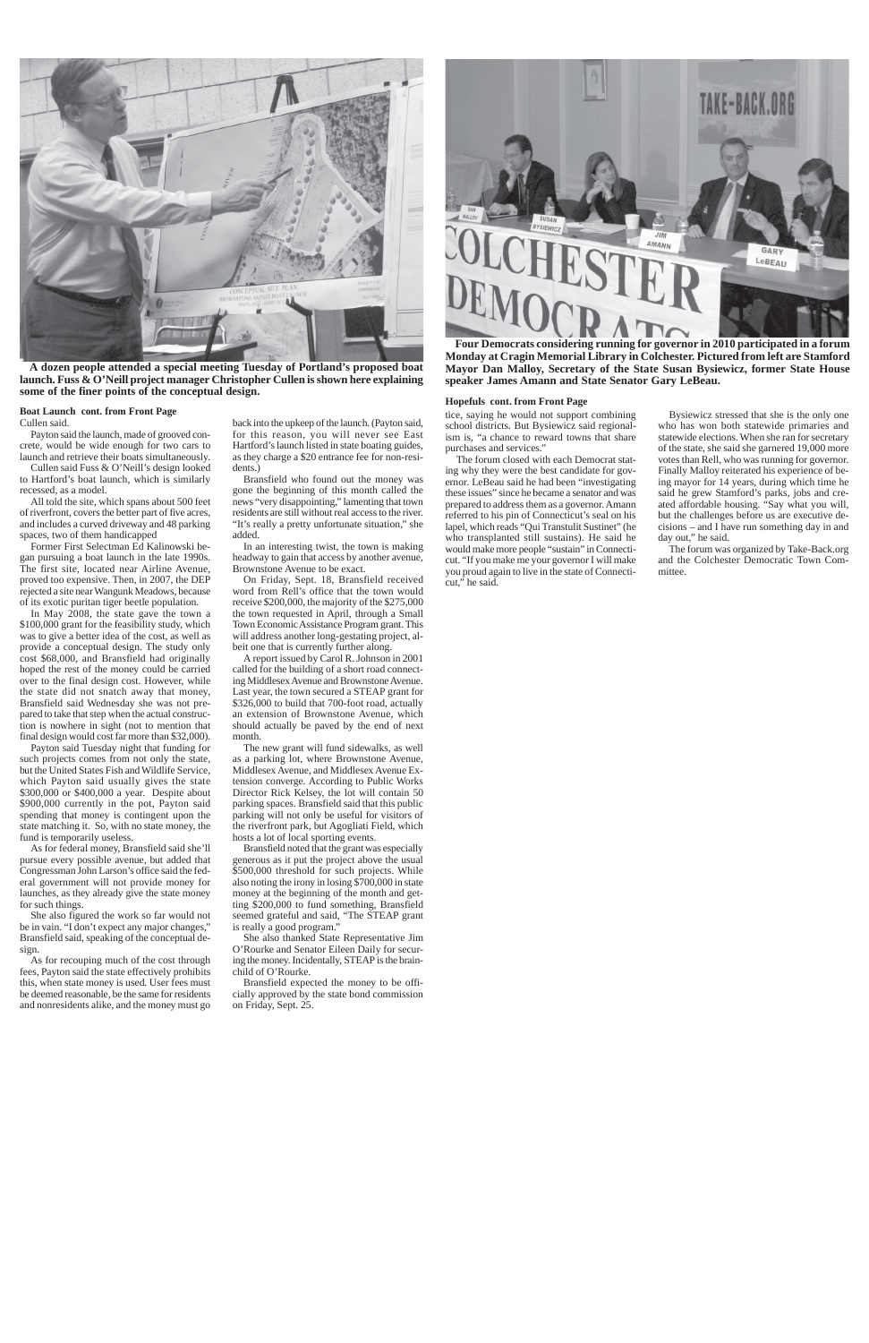**A dozen people attended a special meeting Tuesday of Portland's proposed boat launch. Fuss & O'Neill project manager Christopher Cullen is shown here explaining some of the finer points of the conceptual design.**

**Boat Launch cont. from Front Page**

Cullen said.

Payton said the launch, made of grooved concrete, would be wide enough for two cars to launch and retrieve their boats simultaneously.

Cullen said Fuss & O'Neill's design looked to Hartford's boat launch, which is similarly recessed, as a model.

All told the site, which spans about 500 feet of riverfront, covers the better part of five acres, and includes a curved driveway and 48 parking spaces, two of them handicapped

Former First Selectman Ed Kalinowski began pursuing a boat launch in the late 1990s. The first site, located near Airline Avenue, proved too expensive. Then, in 2007, the DEP rejected a site near Wangunk Meadows, because of its exotic puritan tiger beetle population.

In May 2008, the state gave the town a $100,000 grant for the feasibility study, which was to give a better idea of the cost, as well as provide a conceptual design. The study only cost $68,000, and Bransfield had originally hoped the rest of the money could be carried over to the final design cost. However, while the state did not snatch away that money, Bransfield said Wednesday she was not prepared to take that step when the actual construction is nowhere in sight (not to mention that final design would cost far more than $32,000).

Payton said Tuesday night that funding for such projects comes from not only the state, but the United States Fish and Wildlife Service, which Payton said usually gives the state $300,000 or $400,000 a year. Despite about $900,000 currently in the pot, Payton said spending that money is contingent upon the state matching it. So, with no state money, the fund is temporarily useless.

As for federal money, Bransfield said she'll pursue every possible avenue, but added that Congressman John Larson's office said the federal government will not provide money for launches, as they already give the state money for such things.

She also figured the work so far would not be in vain. "I don't expect any major changes," Bransfield said, speaking of the conceptual design.

As for recouping much of the cost through fees, Payton said the state effectively prohibits this, when state money is used. User fees must be deemed reasonable, be the same for residents and nonresidents alike, and the money must go back into the upkeep of the launch. (Payton said, for this reason, you will never see East Hartford's launch listed in state boating guides, as they charge a $20 entrance fee for non-residents.)

Bransfield who found out the money was gone the beginning of this month called the news "very disappointing," lamenting that town residents are still without real access to the river. "It's really a pretty unfortunate situation," she added.

In an interesting twist, the town is making headway to gain that access by another avenue, Brownstone Avenue to be exact.

On Friday, Sept. 18, Bransfield received word from Rell's office that the town would receive $200,000, the majority of the $275,000 the town requested in April, through a Small Town Economic Assistance Program grant. This will address another long-gestating project, albeit one that is currently further along.

A report issued by Carol R. Johnson in 2001 called for the building of a short road connecting Middlesex Avenue and Brownstone Avenue. Last year, the town secured a STEAP grant for $326,000 to build that 700-foot road, actually an extension of Brownstone Avenue, which should actually be paved by the end of next month.

The new grant will fund sidewalks, as well as a parking lot, where Brownstone Avenue, Middlesex Avenue, and Middlesex Avenue Extension converge. According to Public Works Director Rick Kelsey, the lot will contain 50 parking spaces. Bransfield said that this public parking will not only be useful for visitors of the riverfront park, but Agogliati Field, which hosts a lot of local sporting events.

Bransfield noted that the grant was especially generous as it put the project above the usual $500,000 threshold for such projects. While also noting the irony in losing $700,000 in state money at the beginning of the month and getting $200,000 to fund something, Bransfield seemed grateful and said, "The STEAP grant is really a good program."

She also thanked State Representative Jim O'Rourke and Senator Eileen Daily for securing the money. Incidentally, STEAP is the brainchild of O'Rourke.

Bransfield expected the money to be officially approved by the state bond commission on Friday, Sept. 25.

**Four Democrats considering running for governor in 2010 participated in a forum Monday at Cragin Memorial Library in Colchester. Pictured from left are Stamford Mayor Dan Malloy, Secretary of the State Susan Bysiewicz, former State House speaker James Amann and State Senator Gary LeBeau.**

**Hopefuls cont. from Front Page**

tice, saying he would not support combining school districts. But Bysiewicz said regionalism is, "a chance to reward towns that share purchases and services."

The forum closed with each Democrat stating why they were the best candidate for governor. LeBeau said he had been "investigating these issues" since he became a senator and was prepared to address them as a governor. Amann referred to his pin of Connecticut's seal on his lapel, which reads "Qui Transtulit Sustinet" (he who transplanted still sustains). He said he would make more people "sustain" in Connecticut. "If you make me your governor I will make you proud again to live in the state of Connecticut," he said.

Bysiewicz stressed that she is the only one who has won both statewide primaries and statewide elections. When she ran for secretary of the state, she said she garnered 19,000 more votes than Rell, who was running for governor. Finally Malloy reiterated his experience of being mayor for 14 years, during which time he said he grew Stamford's parks, jobs and created affordable housing. "Say what you will, but the challenges before us are executive decisions – and I have run something day in and day out," he said.

The forum was organized by Take-Back.org and the Colchester Democratic Town Committee.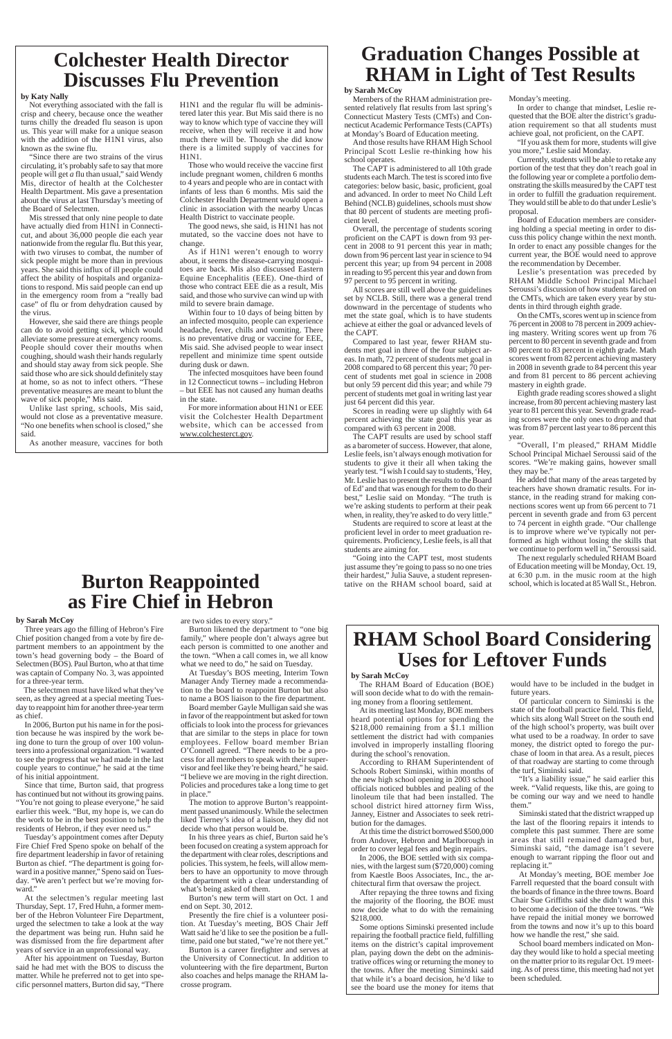# Colchester Health Director Discusses Flu Prevention

**by Katy Nally**

Not everything associated with the fall is crisp and cheery, because once the weather turns chilly the dreaded flu season is upon us. This year will make for a unique season with the addition of the H1N1 virus, also known as the swine flu.

"Since there are two strains of the virus circulating, it's probably safe to say that more people will get *a* flu than usual," said Wendy Mis, director of health at the Colchester Health Department. Mis gave a presentation about the virus at last Thursday's meeting of the Board of Selectmen.

Mis stressed that only nine people to date have actually died from H1N1 in Connecticut, and about 36,000 people die each year nationwide from the regular flu. But this year, with two viruses to combat, the number of sick people might be more than in previous years. She said this influx of ill people could affect the ability of hospitals and organizations to respond. Mis said people can end up in the emergency room from a "really bad case" of flu or from dehydration caused by the virus.

However, she said there are things people can do to avoid getting sick, which would alleviate some pressure at emergency rooms. People should cover their mouths when coughing, should wash their hands regularly and should stay away from sick people. She said those who are sick should definitely stay at home, so as not to infect others. "These preventative measures are meant to blunt the wave of sick people," Mis said.

Unlike last spring, schools, Mis said, would not close as a preventative measure. "No one benefits when school is closed," she said.

As another measure, vaccines for both H1N1 and the regular flu will be administered later this year. But Mis said there is no way to know which type of vaccine they will receive, when they will receive it and how much there will be. Though she did know there is a limited supply of vaccines for H1N1.

Those who would receive the vaccine first include pregnant women, children 6 months to 4 years and people who are in contact with infants of less than 6 months. Mis said the Colchester Health Department would open a clinic in association with the nearby Uncas Health District to vaccinate people.

The good news, she said, is H1N1 has not mutated, so the vaccine does not have to change.

As if H1N1 weren't enough to worry about, it seems the disease-carrying mosquitoes are back. Mis also discussed Eastern Equine Encephalitis (EEE). One-third of those who contract EEE die as a result, Mis said, and those who survive can wind up with mild to severe brain damage.

Within four to 10 days of being bitten by an infected mosquito, people can experience headache, fever, chills and vomiting. There is no preventative drug or vaccine for EEE, Mis said. She advised people to wear insect repellent and minimize time spent outside during dusk or dawn.

The infected mosquitoes have been found in 12 Connecticut towns – including Hebron – but EEE has not caused any human deaths in the state.

For more information about H1N1 or EEE visit the Colchester Health Department website, which can be accessed from www.colchesterct.gov.

# Graduation Changes Possible at RHAM in Light of Test Results

**by Sarah McCoy**

Members of the RHAM administration presented relatively flat results from last spring's Connecticut Mastery Tests (CMTs) and Connecticut Academic Performance Tests (CAPTs) at Monday's Board of Education meeting.

And those results have RHAM High School Principal Scott Leslie re-thinking how his school operates.

The CAPT is administered to all 10th grade students each March. The test is scored into five categories: below basic, basic, proficient, goal and advanced. In order to meet No Child Left Behind (NCLB) guidelines, schools must show that 80 percent of students are meeting proficient level.

Overall, the percentage of students scoring proficient on the CAPT is down from 93 percent in 2008 to 91 percent this year in math; down from 96 percent last year in science to 94 percent this year; up from 94 percent in 2008 in reading to 95 percent this year and down from 97 percent to 95 percent in writing.

All scores are still well above the guidelines set by NCLB. Still, there was a general trend downward in the percentage of students who met the state goal, which is to have students achieve at either the goal or advanced levels of the CAPT.

Compared to last year, fewer RHAM students met goal in three of the four subject areas. In math, 72 percent of students met goal in 2008 compared to 68 percent this year; 70 percent of students met goal in science in 2008 but only 59 percent did this year; and while 79 percent of students met goal in writing last year just 64 percent did this year.

Scores in reading were up slightly with 64 percent achieving the state goal this year as compared with 63 percent in 2008.

The CAPT results are used by school staff as a barometer of success. However, that alone, Leslie feels, isn't always enough motivation for students to give it their all when taking the yearly test. "I wish I could say to students, 'Hey, Mr. Leslie has to present the results to the Board of Ed' and that was enough for them to do their best," Leslie said on Monday. "The truth is we're asking students to perform at their peak when, in reality, they're asked to do very little."

Students are required to score at least at the proficient level in order to meet graduation requirements. Proficiency, Leslie feels, is all that students are aiming for.

"Going into the CAPT test, most students just assume they're going to pass so no one tries their hardest," Julia Sauve, a student representative on the RHAM school board, said at Monday's meeting.

In order to change that mindset, Leslie requested that the BOE alter the district's graduation requirement so that all students must achieve goal, not proficient, on the CAPT.

"If you ask them for more, students will give you more," Leslie said Monday.

Currently, students will be able to retake any portion of the test that they don't reach goal in the following year or complete a portfolio demonstrating the skills measured by the CAPT test in order to fulfill the graduation requirement. They would still be able to do that under Leslie's proposal.

Board of Education members are considering holding a special meeting in order to discuss this policy change within the next month. In order to enact any possible changes for the current year, the BOE would need to approve the recommendation by December.

Leslie's presentation was preceded by RHAM Middle School Principal Michael Seroussi's discussion of how students fared on the CMTs, which are taken every year by students in third through eighth grade.

On the CMTs, scores went up in science from 76 percent in 2008 to 78 percent in 2009 achieving mastery. Writing scores went up from 76 percent to 80 percent in seventh grade and from 80 percent to 83 percent in eighth grade. Math scores went from 82 percent achieving mastery in 2008 in seventh grade to 84 percent this year and from 81 percent to 86 percent achieving mastery in eighth grade.

Eighth grade reading scores showed a slight increase, from 80 percent achieving mastery last year to 81 percent this year. Seventh grade reading scores were the only ones to drop and that was from 87 percent last year to 86 percent this year.

"Overall, I'm pleased," RHAM Middle School Principal Michael Seroussi said of the scores. "We're making gains, however small they may be."

He added that many of the areas targeted by teachers have shown dramatic results. For instance, in the reading strand for making connections scores went up from 66 percent to 71 percent in seventh grade and from 63 percent to 74 percent in eighth grade. "Our challenge is to improve where we've typically not performed as high without losing the skills that we continue to perform well in," Seroussi said.

The next regularly scheduled RHAM Board of Education meeting will be Monday, Oct. 19, at 6:30 p.m. in the music room at the high school, which is located at 85 Wall St., Hebron.

# Burton Reappointed as Fire Chief in Hebron

**by Sarah McCoy**

Three years ago the filling of Hebron's Fire Chief position changed from a vote by fire department members to an appointment by the town's head governing body – the Board of Selectmen (BOS). Paul Burton, who at that time was captain of Company No. 3, was appointed for a three-year term.

The selectmen must have liked what they've seen, as they agreed at a special meeting Tuesday to reappoint him for another three-year term as chief.

In 2006, Burton put his name in for the position because he was inspired by the work being done to turn the group of over 100 volunteers into a professional organization. "I wanted to see the progress that we had made in the last couple years to continue," he said at the time of his initial appointment.

Since that time, Burton said, that progress has continued but not without its growing pains. "You're not going to please everyone," he said earlier this week. "But, my hope is, we can do the work to be in the best position to help the residents of Hebron, if they ever need us."

Tuesday's appointment comes after Deputy Fire Chief Fred Speno spoke on behalf of the fire department leadership in favor of retaining Burton as chief. "The department is going forward in a positive manner," Speno said on Tuesday. "We aren't perfect but we're moving forward."

At the selectmen's regular meeting last Thursday, Sept. 17, Fred Huhn, a former member of the Hebron Volunteer Fire Department, urged the selectmen to take a look at the way the department was being run. Huhn said he was dismissed from the fire department after years of service in an unprofessional way.

After his appointment on Tuesday, Burton said he had met with the BOS to discuss the matter. While he preferred not to get into specific personnel matters, Burton did say, "There are two sides to every story."

Burton likened the department to "one big family," where people don't always agree but each person is committed to one another and the town. "When a call comes in, we all know what we need to do," he said on Tuesday.

At Tuesday's BOS meeting, Interim Town Manager Andy Tierney made a recommendation to the board to reappoint Burton but also to name a BOS liaison to the fire department.

Board member Gayle Mulligan said she was in favor of the reappointment but asked for town officials to look into the process for grievances that are similar to the steps in place for town employees. Fellow board member Brian O'Connell agreed. "There needs to be a process for all members to speak with their supervisor and feel like they're being heard," he said. "I believe we are moving in the right direction. Policies and procedures take a long time to get in place."

The motion to approve Burton's reappointment passed unanimously. While the selectmen liked Tierney's idea of a liaison, they did not decide who that person would be.

In his three years as chief, Burton said he's been focused on creating a system approach for the department with clear roles, descriptions and policies. This system, he feels, will allow members to have an opportunity to move through the department with a clear understanding of what's being asked of them.

Burton's new term will start on Oct. 1 and end on Sept. 30, 2012.

Presently the fire chief is a volunteer position. At Tuesday's meeting, BOS Chair Jeff Watt said he'd like to see the position be a full-time, paid one but stated, "we're not there yet."

Burton is a career firefighter and serves at the University of Connecticut. In addition to volunteering with the fire department, Burton also coaches and helps manage the RHAM lacrosse program.

# RHAM School Board Considering Uses for Leftover Funds

**by Sarah McCoy**

The RHAM Board of Education (BOE) will soon decide what to do with the remaining money from a flooring settlement.

At its meeting last Monday, BOE members heard potential options for spending the $218,000 remaining from a $1.1 million settlement the district had with companies involved in improperly installing flooring during the school's renovation.

According to RHAM Superintendent of Schools Robert Siminski, within months of the new high school opening in 2003 school officials noticed bubbles and pealing of the linoleum tile that had been installed. The school district hired attorney firm Wiss, Janney, Eistner and Associates to seek retribution for the damages.

At this time the district borrowed $500,000 from Andover, Hebron and Marlborough in order to cover legal fees and begin repairs.

In 2006, the BOE settled with six companies, with the largest sum ($720,000) coming from Kaestle Boos Associates, Inc., the architectural firm that oversaw the project.

After repaying the three towns and fixing the majority of the flooring, the BOE must now decide what to do with the remaining $218,000.

Some options Siminski presented include repairing the football practice field, fulfilling items on the district's capital improvement plan, paying down the debt on the administrative offices wing or returning the money to the towns. After the meeting Siminski said that while it's a board decision, he'd like to see the board use the money for items that would have to be included in the budget in future years.

Of particular concern to Siminski is the state of the football practice field. This field, which sits along Wall Street on the south end of the high school's property, was built over what used to be a roadway. In order to save money, the district opted to forego the purchase of loom in that area. As a result, pieces of that roadway are starting to come through the turf, Siminski said.

"It's a liability issue," he said earlier this week. "Valid requests, like this, are going to be coming our way and we need to handle them."

Siminski stated that the district wrapped up the last of the flooring repairs it intends to complete this past summer. There are some areas that still remained damaged but, Siminski said, "the damage isn't severe enough to warrant ripping the floor out and replacing it."

At Monday's meeting, BOE member Joe Farrell requested that the board consult with the boards of finance in the three towns. Board Chair Sue Griffiths said she didn't want this to become a decision of the three towns. "We have repaid the initial money we borrowed from the towns and now it's up to this board how we handle the rest," she said.

School board members indicated on Monday they would like to hold a special meeting on the matter prior to its regular Oct. 19 meeting. As of press time, this meeting had not yet been scheduled.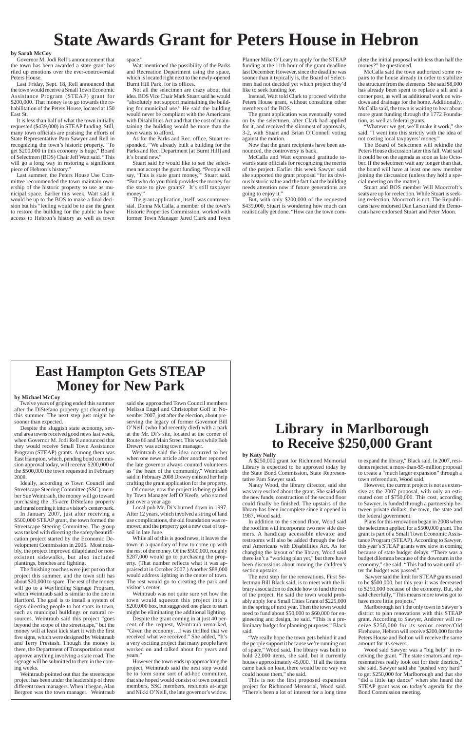# State Awards Grant for Peters House in Hebron

**by Sarah McCoy**

Governor M. Jodi Rell's announcement that the town has been awarded a state grant has riled up emotions over the ever-controversial Peters House.

Last Friday, Sept. 18, Rell announced that the town would receive a Small Town Economic Assistance Program (STEAP) grant for $200,000. That money is to go towards the rehabilitation of the Peters House, located at 150 East St.

It is less than half of what the town initially requested ($439,000) in STEAP funding. Still, many town officials are praising the efforts of State Representative Pam Sawyer and Rell in recognizing the town's historic property. "To get $200,000 in this economy is huge," Board of Selectmen (BOS) Chair Jeff Watt said. "This will go a long way in restoring a significant piece of Hebron's history."

Last summer, the Peters House Use Committee recommended the town maintain ownership of the historic property to use as municipal space. Earlier this week, Watt said it would be up to the BOS to make a final decision but his "feeling would be to use the grant to restore the building for the public to have access to Hebron's history as well as town space."

Watt mentioned the possibility of the Parks and Recreation Department using the space, which is located right next to the newly-opened Burnt Hill Park, for its offices.

Not all the selectmen are crazy about that idea. BOS Vice Chair Mark Stuart said he would "absolutely not support maintaining the building for municipal use." He said the building would never be compliant with the Americans with Disabilities Act and that the cost of maintaining the building would be more than the town wants to afford.

As for the Parks and Rec. office, Stuart responded, "We already built a building for the Parks and Rec. Department [at Burnt Hill] and it's brand new."

Stuart said he would like to see the selectmen not accept the grant funding. "People will say, 'This is state grant money,'" Stuart said. "But who do you think provides the money for the state to give grants? It's still taxpayer money."

The grant application, itself, was controversial. Donna McCalla, a member of the town's Historic Properties Commission, worked with former Town Manager Jared Clark and Town Planner Mike O'Leary to apply for the STEAP funding at the 11th hour of the grant deadline last December. However, since the deadline was sooner than it typically is, the Board of Selectmen had not decided yet which project they'd like to seek funding for.

Instead, Watt told Clark to proceed with the Peters House grant, without consulting other members of the BOS.

The grant application was eventually voted on by the selectmen, after Clark had applied for it, and received the slimmest of approvals, 3-2, with Stuart and Brian O'Connell voting against the motion.

Now that the grant recipients have been announced, the controversy is back.

McCalla and Watt expressed gratitude towards state officials for recognizing the merits of the project. Earlier this week Sawyer said she supported the grant proposal "for its obvious historic value and the fact that the building needs attention now if future generations are going to enjoy it."

But, with only $200,000 of the requested $439,000, Stuart is wondering how much can realistically get done. "How can the town complete the initial proposal with less than half the money?" he questioned.

McCalla said the town authorized some repairs to the house already in order to stabilize the structure from the elements. She said $8,000 has already been spent to replace a sill and a corner post, as well as additional work on windows and drainage for the home. Additionally, McCalla said, the town is waiting to hear about more grant funding through the 1772 Foundation, as well as federal grants.

"Whatever we get, we'll make it work," she said. "I went into this strictly with the idea of not costing local taxpayers' money."

The Board of Selectmen will rekindle the Peters House discussion later this fall. Watt said it could be on the agenda as soon as late October. If the selectmen wait any longer than that, the board will have at least one new member joining the discussion (unless they hold a special meeting on the matter).

Stuart and BOS member Will Moorcroft's seats are up for reelection. While Stuart is seeking reelection, Moorcroft is not. The Republicans have endorsed Dan Larson and the Democrats have endorsed Stuart and Peter Moon.

# East Hampton Gets STEAP Money for New Park

**by Michael McCoy**

Twelve years of griping ended this summer after the DiStefano property got cleaned up this summer. The next step just might be sooner than expected.

Despite the sluggish state economy, several area towns received good news last week, when Governor M. Jodi Rell announced that they would receive Small Town Assistance Program (STEAP) grants. Among them was East Hampton, which, pending bond commission approval today, will receive $200,000 of the $500,000 the town requested in February 2008.

Ideally, according to Town Council and Streetscape Steering Committee (SSC) member Sue Weintraub, the money will go toward purchasing the .35-acre DiStefano property and transforming it into a visitor's center/park.

In January 2007, just after receiving a $500,000 STEAP grant, the town formed the Streetscape Steering Committee. The group was tasked with directing the safety/beautification project started by the Economic Development Commission in 2005. Most notably, the project improved dilapidated or nonexistent sidewalks, but also included plantings, benches and lighting.

The finishing touches were just put on that project this summer, and the town still has about $20,000 to spare. The rest of the money will go to a Wayfinding Signage Program, which Weintraub said is similar to the one in Hartford. The goal is to install a system of signs directing people to hot spots in town, such as municipal buildings or natural resources. Weintraub said this project "goes beyond the scope of the streetscape," but the money will at least kick start it with the first five signs, which were designed by Weintraub and Terry Prestash. Though the money is there, the Department of Transportation must approve anything involving a state road. The signage will be submitted to them in the coming weeks.

Weintraub pointed out that the streetscape project has been under the leadership of three different town managers. When it began, Alan Bergren was the town manager. Weintraub said she approached Town Council members Melissa Engel and Christopher Goff in November 2007, just after the election, about preserving the legacy of former Governor Bill O'Neill (who had recently died) with a park at the Mr. Di's site, located at the corner of Route 66 and Main Street. This was while Bob Drewry was acting town manager.

Weintraub said the idea occurred to her when one news article after another reported the late governor always counted volunteers as "the heart of the community." Weintraub said in February 2008 Drewry enlisted her help crafting the grant application for the property.

Of course, now the project is being guided by Town Manager Jeff O'Keefe, who started just over a year ago

Local pub Mr. Di's burned down in 1997. After 12 years, which involved a string of land use complications, the old foundation was removed and the property got a new coat of topsoil in late June.

While all of this is good news, it leaves the town in a quandary of how to come up with the rest of the money. Of the $500,000, roughly $287,000 would go to purchasing the property. (That number reflects what it was appraised at in October 2007.) Another $88,000 would address lighting in the center of town. The rest would go to creating the park and visitor's center.

Weintraub was not quite sure yet how the town would squeeze this project into a $200,000 box, but suggested one place to start might be eliminating the additional lighting.

Despite the grant coming in at just 40 percent of the request, Weintraub remarked, "Given the economy…I was thrilled that we received what we received." She added, "It's a very exciting project that many people have worked on and talked about for years and years."

However the town ends up approaching the project, Weintraub said the next step would be to form some sort of ad-hoc committee, that she hoped would consist of town council members, SSC members, residents at-large and Nikki O'Neill, the late governor's widow.

# Library in Marlborough to Receive $250,000 Grant

**by Katy Nally**

A $250,000 grant for Richmond Memorial Library is expected to be approved today by the State Bond Commission, State Representative Pam Sawyer said.

Nancy Wood, the library director, said she was very excited about the grant. She said with the new funds, construction of the second floor could finally be finished. The upstairs of the library has been incomplete since it opened in 1987, Wood said.

In addition to the second floor, Wood said the roofline will incorporate two new side dormers. A handicap accessible elevator and restrooms will also be added through the federal Americans with Disabilities Act. As for changing the layout of the library, Wood said there isn't a "working plan yet," but there have been discussions about moving the children's section upstairs.

The next step for the renovations, First Selectman Bill Black said, is to meet with the library association to decide how to fund the rest of the project. He said the town would probably apply for a Small Cities Grant of $225,000 in the spring of next year. Then the town would need to fund about $50,000 to $60,000 for engineering and design, he said. "This is a preliminary budget for planning purposes," Black said.

"We really hope the town gets behind it and the people support it because we're running out of space," Wood said. The library was built to hold 22,000 items, she said, but it currently houses approximately 45,000. "If all the items came back on loan, there would be no way we could house them," she said.

This is not the first proposed expansion project for Richmond Memorial, Wood said. "There's been a lot of interest for a long time to expand the library," Black said. In 2007, residents rejected a more-than-$5-million proposal to create a "much larger expansion" through a town referendum, Wood said.

However, the current project is not as extensive as the 2007 proposal, with only an estimated cost of $750,000. This cost, according to Sawyer, is funded through a partnership between private dollars, the town, the state and the federal government.

Plans for this renovation began in 2008 when the selectmen applied for a $500,000 grant. The grant is part of a Small Town Economic Assistance Program (STEAP). According to Sawyer, this year's STEAP grants were slow in coming because of state budget delays. "There was a budget dilemma because of the downturn in the economy," she said. "This had to wait until after the budget was passed."

Sawyer said the limit for STEAP grants used to be $500,000, but this year it was decreased to $250,000 because of the economy. But, she said cheerfully, "This means more towns got to have more little projects."

Marlborough isn't the only town in Sawyer's district to plan renovations with this STEAP grant. According to Sawyer, Andover will receive $250,000 for its senior center/Old Firehouse, Hebron will receive $200,000 for the Peters House and Bolton will receive the same amount for its sewers.

Wood said Sawyer was a "big help" in receiving the grant. "The state senators and representatives really look out for their districts," she said. Sawyer said she "pushed very hard" to get $250,000 for Marlborough and that she "did a little tap dance" when she heard the STEAP grant was on today's agenda for the Bond Commission meeting.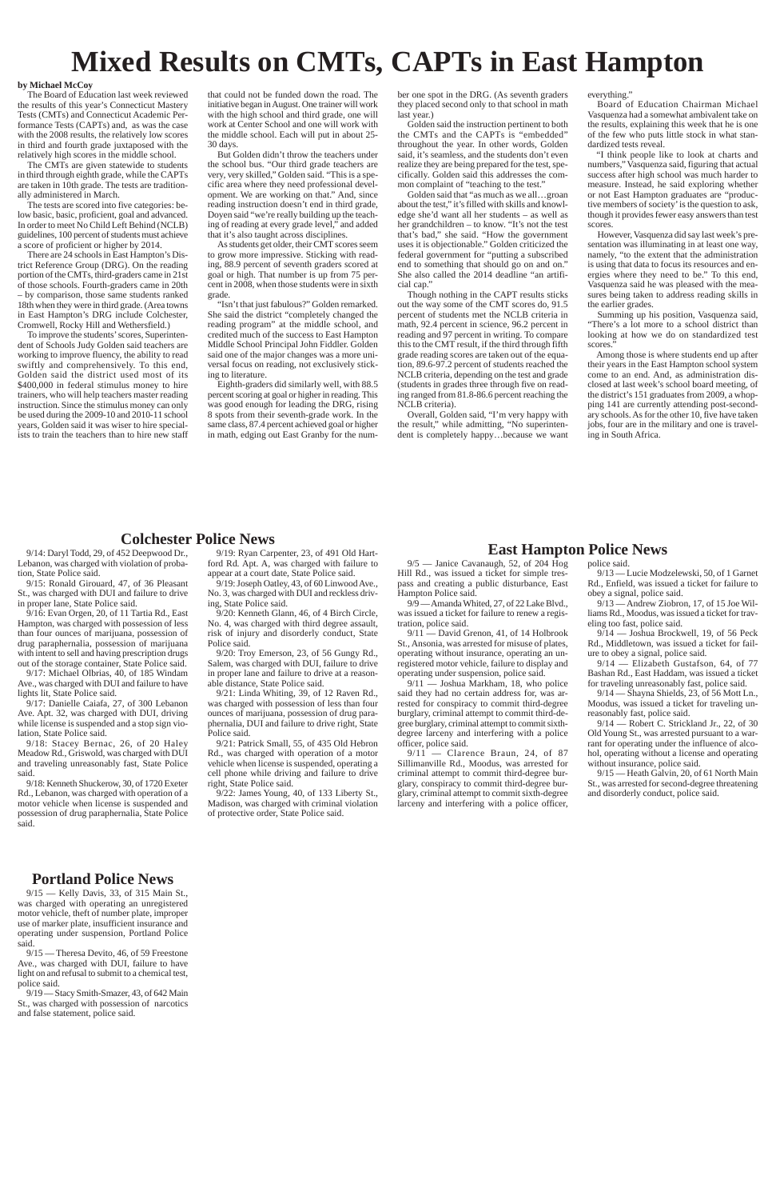# Mixed Results on CMTs, CAPTs in East Hampton

**by Michael McCoy**

The Board of Education last week reviewed the results of this year's Connecticut Mastery Tests (CMTs) and Connecticut Academic Performance Tests (CAPTs) and, as was the case with the 2008 results, the relatively low scores in third and fourth grade juxtaposed with the relatively high scores in the middle school.

The CMTs are given statewide to students in third through eighth grade, while the CAPTs are taken in 10th grade. The tests are traditionally administered in March.

The tests are scored into five categories: below basic, basic, proficient, goal and advanced. In order to meet No Child Left Behind (NCLB) guidelines, 100 percent of students must achieve a score of proficient or higher by 2014.

There are 24 schools in East Hampton's District Reference Group (DRG). On the reading portion of the CMTs, third-graders came in 21st of those schools. Fourth-graders came in 20th – by comparison, those same students ranked 18th when they were in third grade. (Area towns in East Hampton's DRG include Colchester, Cromwell, Rocky Hill and Wethersfield.)

To improve the students' scores, Superintendent of Schools Judy Golden said teachers are working to improve fluency, the ability to read swiftly and comprehensively. To this end, Golden said the district used most of its $400,000 in federal stimulus money to hire trainers, who will help teachers master reading instruction. Since the stimulus money can only be used during the 2009-10 and 2010-11 school years, Golden said it was wiser to hire specialists to train the teachers than to hire new staff that could not be funded down the road. The initiative began in August. One trainer will work with the high school and third grade, one will work at Center School and one will work with the middle school. Each will put in about 25-30 days.

But Golden didn't throw the teachers under the school bus. "Our third grade teachers are very, very skilled," Golden said. "This is a specific area where they need professional development. We are working on that." And, since reading instruction doesn't end in third grade, Doyen said "we're really building up the teaching of reading at every grade level," and added that it's also taught across disciplines.

As students get older, their CMT scores seem to grow more impressive. Sticking with reading, 88.9 percent of seventh graders scored at goal or high. That number is up from 75 percent in 2008, when those students were in sixth grade.

"Isn't that just fabulous?" Golden remarked. She said the district "completely changed the reading program" at the middle school, and credited much of the success to East Hampton Middle School Principal John Fiddler. Golden said one of the major changes was a more universal focus on reading, not exclusively sticking to literature.

Eighth-graders did similarly well, with 88.5 percent scoring at goal or higher in reading. This was good enough for leading the DRG, rising 8 spots from their seventh-grade work. In the same class, 87.4 percent achieved goal or higher in math, edging out East Granby for the number one spot in the DRG. (As seventh graders they placed second only to that school in math last year.)

Golden said the instruction pertinent to both the CMTs and the CAPTs is "embedded" throughout the year. In other words, Golden said, it's seamless, and the students don't even realize they are being prepared for the test, specifically. Golden said this addresses the common complaint of "teaching to the test."

Golden said that "as much as we all…groan about the test," it's filled with skills and knowledge she'd want all her students – as well as her grandchildren – to know. "It's not the test that's bad," she said. "How the government uses it is objectionable." Golden criticized the federal government for "putting a subscribed end to something that should go on and on." She also called the 2014 deadline "an artificial cap."

Though nothing in the CAPT results sticks out the way some of the CMT scores do, 91.5 percent of students met the NCLB criteria in math, 92.4 percent in science, 96.2 percent in reading and 97 percent in writing. To compare this to the CMT result, if the third through fifth grade reading scores are taken out of the equation, 89.6-97.2 percent of students reached the NCLB criteria, depending on the test and grade (students in grades three through five on reading ranged from 81.8-86.6 percent reaching the NCLB criteria).

Overall, Golden said, "I'm very happy with the result," while admitting, "No superintendent is completely happy…because we want everything."

Board of Education Chairman Michael Vasquenza had a somewhat ambivalent take on the results, explaining this week that he is one of the few who puts little stock in what standardized tests reveal.

"I think people like to look at charts and numbers," Vasquenza said, figuring that actual success after high school was much harder to measure. Instead, he said exploring whether or not East Hampton graduates are "productive members of society' is the question to ask, though it provides fewer easy answers than test scores.

However, Vasquenza did say last week's presentation was illuminating in at least one way, namely, "to the extent that the administration is using that data to focus its resources and energies where they need to be." To this end, Vasquenza said he was pleased with the measures being taken to address reading skills in the earlier grades.

Summing up his position, Vasquenza said, "There's a lot more to a school district than looking at how we do on standardized test scores."

Among those is where students end up after their years in the East Hampton school system come to an end. And, as administration disclosed at last week's school board meeting, of the district's 151 graduates from 2009, a whopping 141 are currently attending post-secondary schools. As for the other 10, five have taken jobs, four are in the military and one is traveling in South Africa.

## Colchester Police News

9/14: Daryl Todd, 29, of 452 Deepwood Dr., Lebanon, was charged with violation of probation, State Police said.

9/15: Ronald Girouard, 47, of 36 Pleasant St., was charged with DUI and failure to drive in proper lane, State Police said.

9/16: Evan Orgen, 20, of 11 Tartia Rd., East Hampton, was charged with possession of less than four ounces of marijuana, possession of drug paraphernalia, possession of marijuana with intent to sell and having prescription drugs out of the storage container, State Police said.

9/17: Michael Olbrias, 40, of 185 Windam Ave., was charged with DUI and failure to have lights lit, State Police said.

9/17: Danielle Caiafa, 27, of 300 Lebanon Ave. Apt. 32, was charged with DUI, driving while license is suspended and a stop sign violation, State Police said.

9/18: Stacey Bernac, 26, of 20 Haley Meadow Rd., Griswold, was charged with DUI and traveling unreasonably fast, State Police said.

9/18: Kenneth Shuckerow, 30, of 1720 Exeter Rd., Lebanon, was charged with operation of a motor vehicle when license is suspended and possession of drug paraphernalia, State Police said.

9/19: Ryan Carpenter, 23, of 491 Old Hartford Rd. Apt. A, was charged with failure to appear at a court date, State Police said.

9/19: Joseph Oatley, 43, of 60 Linwood Ave., No. 3, was charged with DUI and reckless driving, State Police said.

9/20: Kenneth Glann, 46, of 4 Birch Circle, No. 4, was charged with third degree assault, risk of injury and disorderly conduct, State Police said.

9/20: Troy Emerson, 23, of 56 Gungy Rd., Salem, was charged with DUI, failure to drive in proper lane and failure to drive at a reasonable distance, State Police said.

9/21: Linda Whiting, 39, of 12 Raven Rd., was charged with possession of less than four ounces of marijuana, possession of drug paraphernalia, DUI and failure to drive right, State Police said.

9/21: Patrick Small, 55, of 435 Old Hebron Rd., was charged with operation of a motor vehicle when license is suspended, operating a cell phone while driving and failure to drive right, State Police said.

9/22: James Young, 40, of 133 Liberty St., Madison, was charged with criminal violation of protective order, State Police said.

## East Hampton Police News

9/5 — Janice Cavanaugh, 52, of 204 Hog Hill Rd., was issued a ticket for simple trespass and creating a public disturbance, East Hampton Police said.

9/9 — Amanda Whited, 27, of 22 Lake Blvd., was issued a ticket for failure to renew a registration, police said.

9/11 — David Grenon, 41, of 14 Holbrook St., Ansonia, was arrested for misuse of plates, operating without insurance, operating an unregistered motor vehicle, failure to display and operating under suspension, police said.

9/11 — Joshua Markham, 18, who police said they had no certain address for, was arrested for conspiracy to commit third-degree burglary, criminal attempt to commit third-degree burglary, criminal attempt to commit sixth-degree larceny and interfering with a police officer, police said.

9/11 — Clarence Braun, 24, of 87 Sillimanville Rd., Moodus, was arrested for criminal attempt to commit third-degree burglary, conspiracy to commit third-degree burglary, criminal attempt to commit sixth-degree larceny and interfering with a police officer, police said.

9/13 — Lucie Modzelewski, 50, of 1 Garnet Rd., Enfield, was issued a ticket for failure to obey a signal, police said.

9/13 — Andrew Ziobron, 17, of 15 Joe Williams Rd., Moodus, was issued a ticket for traveling too fast, police said.

9/14 — Joshua Brockwell, 19, of 56 Peck Rd., Middletown, was issued a ticket for failure to obey a signal, police said.

9/14 — Elizabeth Gustafson, 64, of 77 Bashan Rd., East Haddam, was issued a ticket for traveling unreasonably fast, police said.

9/14 — Shayna Shields, 23, of 56 Mott Ln., Moodus, was issued a ticket for traveling unreasonably fast, police said.

9/14 — Robert C. Strickland Jr., 22, of 30 Old Young St., was arrested pursuant to a warrant for operating under the influence of alcohol, operating without a license and operating without insurance, police said.

9/15 — Heath Galvin, 20, of 61 North Main St., was arrested for second-degree threatening and disorderly conduct, police said.

## Portland Police News

9/15 — Kelly Davis, 33, of 315 Main St., was charged with operating an unregistered motor vehicle, theft of number plate, improper use of marker plate, insufficient insurance and operating under suspension, Portland Police said.

9/15 — Theresa Devito, 46, of 59 Freestone Ave., was charged with DUI, failure to have light on and refusal to submit to a chemical test, police said.

9/19 — Stacy Smith-Smazer, 43, of 642 Main St., was charged with possession of narcotics and false statement, police said.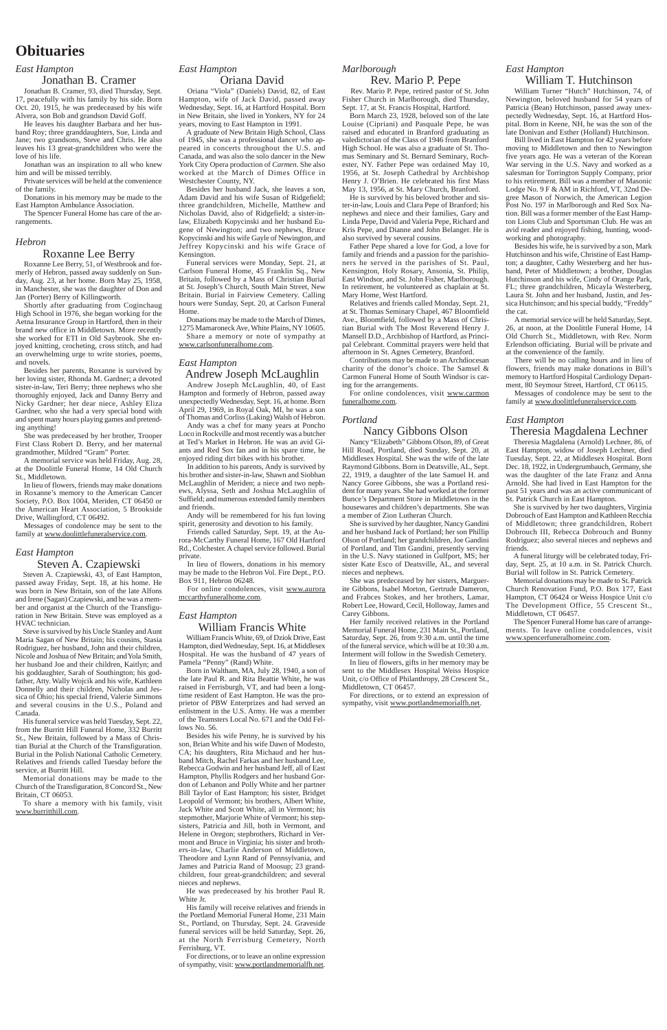# Obituaries

*East Hampton*

## Jonathan B. Cramer

Jonathan B. Cramer, 93, died Thursday, Sept. 17, peacefully with his family by his side. Born Oct. 20, 1915, he was predeceased by his wife Alvera, son Bob and grandson David Goff.

He leaves his daughter Barbara and her husband Roy; three granddaughters, Sue, Linda and Jane; two grandsons, Steve and Chris. He also leaves his 13 great-grandchildren who were the love of his life.

Jonathan was an inspiration to all who knew him and will be missed terribly.

Private services will be held at the convenience of the family.

Donations in his memory may be made to the East Hampton Ambulance Association.

The Spencer Funeral Home has care of the arrangements.

*Hebron*

## Roxanne Lee Berry

Roxanne Lee Berry, 51, of Westbrook and formerly of Hebron, passed away suddenly on Sunday, Aug. 23, at her home. Born May 25, 1958, in Manchester, she was the daughter of Don and Jan (Porter) Berry of Killingworth.

Shortly after graduating from Coginchaug High School in 1976, she began working for the Aetna Insurance Group in Hartford, then in their brand new office in Middletown. More recently she worked for ETI in Old Saybrook. She enjoyed knitting, crocheting, cross stitch, and had an overwhelming urge to write stories, poems, and novels.

Besides her parents, Roxanne is survived by her loving sister, Rhonda M. Gardner; a devoted sister-in-law, Teri Berry; three nephews who she thoroughly enjoyed, Jack and Danny Berry and Nicky Gardner; her dear niece, Ashley Eliza Gardner, who she had a very special bond with and spent many hours playing games and pretending anything!

She was predeceased by her brother, Trooper First Class Robert D. Berry, and her maternal grandmother, Mildred "Gram" Porter.

A memorial service was held Friday, Aug. 28, at the Doolittle Funeral Home, 14 Old Church St., Middletown.

In lieu of flowers, friends may make donations in Roxanne's memory to the American Cancer Society, P.O. Box 1004, Meriden, CT 06450 or the American Heart Association, 5 Brookside Drive, Wallingford, CT 06492.

Messages of condolence may be sent to the family at www.doolittlefuneralservice.com.

*East Hampton*

## Steven A. Czapiewski

Steven A. Czapiewski, 43, of East Hampton, passed away Friday, Sept. 18, at his home. He was born in New Britain, son of the late Alfons and Irene (Sagan) Czapiewski, and he was a member and organist at the Church of the Transfiguration in New Britain. Steve was employed as a HVAC technician.

Steve is survived by his Uncle Stanley and Aunt Maria Sagan of New Britain; his cousins, Stasia Rodriguez, her husband, John and their children, Nicole and Joshua of New Britain; and Yola Smith, her husband Joe and their children, Kaitlyn; and his goddaughter, Sarah of Southington; his godfather, Atty. Wally Wojcik and his wife, Kathleen Donnelly and their children, Nicholas and Jessica of Ohio; his special friend, Valerie Simmons and several cousins in the U.S., Poland and Canada.

His funeral service was held Tuesday, Sept. 22, from the Burritt Hill Funeral Home, 332 Burritt St., New Britain, followed by a Mass of Christian Burial at the Church of the Transfiguration. Burial in the Polish National Catholic Cemetery. Relatives and friends called Tuesday before the service, at Burritt Hill.

Memorial donations may be made to the Church of the Transfiguration, 8 Concord St., New Britain, CT 06053.

To share a memory with his family, visit www.burritthill.com.

*East Hampton*

## Oriana David

Oriana "Viola" (Daniels) David, 82, of East Hampton, wife of Jack David, passed away Wednesday, Sept. 16, at Hartford Hospital. Born in New Britain, she lived in Yonkers, NY for 24 years, moving to East Hampton in 1991.

A graduate of New Britain High School, Class of 1945, she was a professional dancer who appeared in concerts throughout the U.S. and Canada, and was also the solo dancer in the New York City Opera production of *Carmen*. She also worked at the March of Dimes Office in Westchester County, NY.

Besides her husband Jack, she leaves a son, Adam David and his wife Susan of Ridgefield; three grandchildren, Michelle, Matthew and Nicholas David, also of Ridgefield; a sister-in-law, Elizabeth Kopycinski and her husband Eugene of Newington; and two nephews, Bruce Kopycinski and his wife Gayle of Newington, and Jeffrey Kopycinski and his wife Grace of Kensington.

Funeral services were Monday, Sept. 21, at Carlson Funeral Home, 45 Franklin Sq., New Britain, followed by a Mass of Christian Burial at St. Joseph's Church, South Main Street, New Britain. Burial in Fairview Cemetery. Calling hours were Sunday, Sept. 20, at Carlson Funeral Home.

Donations may be made to the March of Dimes, 1275 Mamaroneck Ave, White Plains, NY 10605.

Share a memory or note of sympathy at www.carlsonfuneralhome.com.

*East Hampton*

## Andrew Joseph McLaughlin

Andrew Joseph McLaughlin, 40, of East Hampton and formerly of Hebron, passed away unexpectedly Wednesday, Sept. 16, at home. Born April 29, 1969, in Royal Oak, MI, he was a son of Thomas and Corliss (Laking) Walsh of Hebron.

Andy was a chef for many years at Poncho Loco in Rockville and most recently was a butcher at Ted's Market in Hebron. He was an avid Giants and Red Sox fan and in his spare time, he enjoyed riding dirt bikes with his brother.

In addition to his parents, Andy is survived by his brother and sister-in-law, Shawn and Siobhan McLaughlin of Meriden; a niece and two nephews, Alyssa, Seth and Joshua McLaughlin of Suffield; and numerous extended family members and friends.

Andy will be remembered for his fun loving spirit, generosity and devotion to his family.

Friends called Saturday, Sept. 19, at the Aurora-McCarthy Funeral Home, 167 Old Hartford Rd., Colchester. A chapel service followed. Burial private.

In lieu of flowers, donations in his memory may be made to the Hebron Vol. Fire Dept., P.O. Box 911, Hebron 06248.

For online condolences, visit www.auroramccarthyfuneralhome.com.

*East Hampton*

## William Francis White

William Francis White, 69, of Dziok Drive, East Hampton, died Wednesday, Sept. 16, at Middlesex Hospital. He was the husband of 47 years of Pamela "Penny" (Rand) White.

Born in Waltham, MA, July 28, 1940, a son of the late Paul R. and Rita Beattie White, he was raised in Ferrisburgh, VT, and had been a longtime resident of East Hampton. He was the proprietor of PBW Enterprizes and had served an enlistment in the U.S. Army. He was a member of the Teamsters Local No. 671 and the Odd Fellows No. 56.

Besides his wife Penny, he is survived by his son, Brian White and his wife Dawn of Modesto, CA; his daughters, Rita Michaud and her husband Mitch, Rachel Farkas and her husband Lee, Rebecca Godwin and her husband Jeff, all of East Hampton, Phyllis Rodgers and her husband Gordon of Lebanon and Polly White and her partner Bill Taylor of East Hampton; his sister, Bridget Leopold of Vermont; his brothers, Albert White, Jack White and Scott White, all in Vermont; his stepmother, Marjorie White of Vermont; his stepsisters, Patricia and Jill, both in Vermont, and Helene in Oregon; stepbrothers, Richard in Vermont and Bruce in Virginia; his sister and brothers-in-law, Charlie Anderson of Middletown, Theodore and Lynn Rand of Pennsylvania, and James and Patricia Rand of Moosup; 23 grandchildren, four great-grandchildren; and several nieces and nephews.

He was predeceased by his brother Paul R. White Jr.

His family will receive relatives and friends in the Portland Memorial Funeral Home, 231 Main St., Portland, on Thursday, Sept. 24. Graveside funeral services will be held Saturday, Sept. 26, at the North Ferrisburg Cemetery, North Ferrisburg, VT.

For directions, or to leave an online expression of sympathy, visit: www.portlandmemorialfh.net.

*Marlborough*

## Rev. Mario P. Pepe

Rev. Mario P. Pepe, retired pastor of St. John Fisher Church in Marlborough, died Thursday, Sept. 17, at St. Francis Hospital, Hartford.

Born March 23, 1928, beloved son of the late Louise (Cipriani) and Pasquale Pepe, he was raised and educated in Branford graduating as valedictorian of the Class of 1946 from Branford High School. He was also a graduate of St. Thomas Seminary and St. Bernard Seminary, Rochester, NY. Father Pepe was ordained May 10, 1956, at St. Joseph Cathedral by Archbishop Henry J. O'Brien. He celebrated his first Mass May 13, 1956, at St. Mary Church, Branford.

He is survived by his beloved brother and sister-in-law, Louis and Clara Pepe of Branford; his nephews and niece and their families, Gary and Linda Pepe, David and Valeria Pepe, Richard and Kris Pepe, and Dianne and John Belanger. He is also survived by several cousins.

Father Pepe shared a love for God, a love for family and friends and a passion for the parishioners he served in the parishes of St. Paul, Kensington, Holy Rosary, Ansonia, St. Philip, East Windsor, and St. John Fisher, Marlborough. In retirement, he volunteered as chaplain at St. Mary Home, West Hartford.

Relatives and friends called Monday, Sept. 21, at St. Thomas Seminary Chapel, 467 Bloomfield Ave., Bloomfield, followed by a Mass of Christian Burial with The Most Reverend Henry J. Mansell D.D., Archbishop of Hartford, as Principal Celebrant. Committal prayers were held that afternoon in St. Agnes Cemetery, Branford.

Contributions may be made to an Archdiocesan charity of the donor's choice. The Samsel & Carmon Funeral Home of South Windsor is caring for the arrangements.

For online condolences, visit www.carmonfuneralhome.com.

*Portland*

## Nancy Gibbons Olson

Nancy "Elizabeth" Gibbons Olson, 89, of Great Hill Road, Portland, died Sunday, Sept. 20, at Middlesex Hospital. She was the wife of the late Raymond Gibbons. Born in Deatsville, AL, Sept. 22, 1919, a daughter of the late Samuel H. and Nancy Goree Gibbons, she was a Portland resident for many years. She had worked at the former Bunce's Department Store in Middletown in the housewares and children's departments. She was a member of Zion Lutheran Church.

She is survived by her daughter, Nancy Gandini and her husband Jack of Portland; her son Phillip Olson of Portland; her grandchildren, Joe Gandini of Portland, and Tim Gandini, presently serving in the U.S. Navy stationed in Gulfport, MS; her sister Kate Esco of Deatsville, AL, and several nieces and nephews.

She was predeceased by her sisters, Marguerite Gibbons, Isabel Morton, Gertrude Dameron, and Frabces Stokes, and her brothers, Lamar, Robert Lee, Howard, Cecil, Holloway, James and Carey Gibbons.

Her family received relatives in the Portland Memorial Funeral Home, 231 Main St., Portland, Saturday, Sept. 26, from 9:30 a.m. until the time of the funeral service, which will be at 10:30 a.m. Interment will follow in the Swedish Cemetery.

In lieu of flowers, gifts in her memory may be sent to the Middlesex Hospital Weiss Hospice Unit, c/o Office of Philanthropy, 28 Crescent St., Middletown, CT 06457.

For directions, or to extend an expression of sympathy, visit www.portlandmemorialfh.net.

*East Hampton*

## William T. Hutchinson

William Turner "Hutch" Hutchinson, 74, of Newington, beloved husband for 54 years of Patricia (Bean) Hutchinson, passed away unexpectedly Wednesday, Sept. 16, at Hartford Hospital. Born in Keene, NH, he was the son of the late Donivan and Esther (Holland) Hutchinson.

Bill lived in East Hampton for 42 years before moving to Middletown and then to Newington five years ago. He was a veteran of the Korean War serving in the U.S. Navy and worked as a salesman for Torrington Supply Company, prior to his retirement. Bill was a member of Masonic Lodge No. 9 F & AM in Richford, VT, 32nd Degree Mason of Norwich, the American Legion Post No. 197 in Marlborough and Red Sox Nation. Bill was a former member of the East Hampton Lions Club and Sportsman Club. He was an avid reader and enjoyed fishing, hunting, woodworking and photography.

Besides his wife, he is survived by a son, Mark Hutchinson and his wife, Christine of East Hampton; a daughter, Cathy Westerberg and her husband, Peter of Middletown; a brother, Douglas Hutchinson and his wife, Cindy of Orange Park, FL; three grandchildren, Micayla Westerberg, Laura St. John and her husband, Justin, and Jessica Hutchinson; and his special buddy, "Freddy" the cat.

A memorial service will be held Saturday, Sept. 26, at noon, at the Doolittle Funeral Home, 14 Old Church St., Middletown, with Rev. Norm Erlendson officiating. Burial will be private and at the convenience of the family.

There will be no calling hours and in lieu of flowers, friends may make donations in Bill's memory to Hartford Hospital Cardiology Department, 80 Seymour Street, Hartford, CT 06115.

Messages of condolence may be sent to the family at www.doolittlefuneralservice.com.

*East Hampton*

## Theresia Magdalena Lechner

Theresia Magdalena (Arnold) Lechner, 86, of East Hampton, widow of Joseph Lechner, died Tuesday, Sept. 22, at Middlesex Hospital. Born Dec. 18, 1922, in Undergrumbauch, Germany, she was the daughter of the late Franz and Anna Arnold. She had lived in East Hampton for the past 51 years and was an active communicant of St. Patrick Church in East Hampton.

She is survived by her two daughters, Virginia Dobrouch of East Hampton and Kathleen Recchia of Middletown; three grandchildren, Robert Dobrouch III, Rebecca Dobrouch and Bunny Rodriguez; also several nieces and nephews and friends.

A funeral liturgy will be celebrated today, Friday, Sept. 25, at 10 a.m. in St. Patrick Church. Burial will follow in St. Patrick Cemetery.

Memorial donations may be made to St. Patrick Church Renovation Fund, P.O. Box 177, East Hampton, CT 06424 or Weiss Hospice Unit c/o The Development Office, 55 Crescent St., Middletown, CT 06457.

The Spencer Funeral Home has care of arrangements. To leave online condolences, visit www.spencerfuneralhomeinc.com.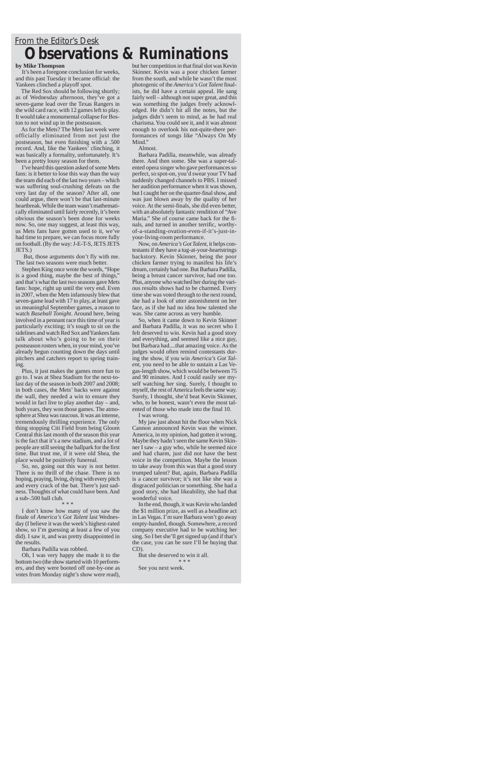From the Editor's Desk

# Observations & Ruminations

**by Mike Thompson**

It's been a foregone conclusion for weeks, and this past Tuesday it became official: the Yankees clinched a playoff spot.

The Red Sox should be following shortly; as of Wednesday afternoon, they've got a seven-game lead over the Texas Rangers in the wild card race, with 12 games left to play. It would take a monumental collapse for Boston to not wind up in the postseason.

As for the Mets? The Mets last week were officially eliminated from not just the postseason, but even finishing with a .500 record. And, like the Yankees' clinching, it was basically a formality, unfortunately. It's been a pretty lousy season for them.

I've heard this question asked of some Mets fans: is it better to lose this way than the way the team did each of the last two years – which was suffering soul-crushing defeats on the very last day of the season? After all, one could argue, there won't be that last-minute heartbreak. While the team wasn't mathematically eliminated until fairly recently, it's been obvious the season's been done for weeks now. So, one may suggest, at least this way, us Mets fans have gotten used to it, we've had time to prepare, we can focus more fully on football. (By the way: J-E-T-S, JETS JETS JETS.)

But, those arguments don't fly with me. The last two seasons were much better.

Stephen King once wrote the words, "Hope is a good thing, maybe the best of things," and that's what the last two seasons gave Mets fans: hope, right up until the very end. Even in 2007, when the Mets infamously blew that seven-game lead with 17 to play, at least gave us meaningful September games, a reason to watch *Baseball Tonight*. Around here, being involved in a pennant race this time of year is particularly exciting; it's tough to sit on the sidelines and watch Red Sox and Yankees fans talk about who's going to be on their postseason rosters when, in your mind, you've already begun counting down the days until pitchers and catchers report to spring training.

Plus, it just makes the games more fun to go to. I was at Shea Stadium for the next-to-last day of the season in both 2007 and 2008; in both cases, the Mets' backs were against the wall, they needed a win to ensure they would in fact live to play another day – and, both years, they won those games. The atmosphere at Shea was raucous. It was an intense, tremendously thrilling experience. The only thing stopping Citi Field from being Gloom Central this last month of the season this year is the fact that it's a new stadium, and a lot of people are still seeing the ballpark for the first time. But trust me, if it were old Shea, the place would be positively funereal.

So, no, going out this way is not better. There is no thrill of the chase. There is no hoping, praying, living, dying with every pitch and every crack of the bat. There's just sadness. Thoughts of what could have been. And a sub-.500 ball club.

\* \* \*

I don't know how many of you saw the finale of *America's Got Talent* last Wednesday (I believe it was the week's highest-rated show, so I'm guessing at least a few of you did). I saw it, and was pretty disappointed in the results.

Barbara Padilla was robbed.

Oh, I was very happy she made it to the bottom two (the show started with 10 performers, and they were booted off one-by-one as votes from Monday night's show were read), but her competition in that final slot was Kevin Skinner. Kevin was a poor chicken farmer from the south, and while he wasn't the most photogenic of the *America's Got Talent* finalists, he did have a certain appeal. He sang fairly well – although not super great, and this was something the judges freely acknowledged. He didn't hit all the notes, but the judges didn't seem to mind, as he had real charisma. You could see it, and it was almost enough to overlook his not-quite-there performances of songs like "Always On My Mind."

Almost.

Barbara Padilla, meanwhile, was already there. And then some. She was a super-talented opera singer who gave performances so perfect, so spot-on, you'd swear your TV had suddenly changed channels to PBS. I missed her audition performance when it was shown, but I caught her on the quarter-final show, and was just blown away by the quality of her voice. At the semi-finals, she did even better, with an absolutely fantastic rendition of "Ave Maria." She of course came back for the finals, and turned in another terrific, worthy-of-a-standing-ovation-even-if-it's-just-in-your-living-room performance.

Now, on *America's Got Talent*, it helps contestants if they have a tug-at-your-heartstrings backstory. Kevin Skinner, being the poor chicken farmer trying to manifest his life's dream, certainly had one. But Barbara Padilla, being a breast cancer survivor, had one too. Plus, anyone who watched her during the various results shows had to be charmed. Every time she was voted through to the next round, she had a look of utter astonishment on her face, as if she had no idea how talented she was. She came across as very humble.

So, when it came down to Kevin Skinner and Barbara Padilla, it was no secret who I felt deserved to win. Kevin had a good story and everything, and seemed like a nice guy, but Barbara had....that amazing voice. As the judges would often remind contestants during the show, if you win *America's Got Talent*, you need to be able to sustain a Las Vegas-length show, which would be between 75 and 90 minutes. And I could easily see myself watching her sing. Surely, I thought to myself, the rest of America feels the same way. Surely, I thought, she'd beat Kevin Skinner, who, to be honest, wasn't even the most talented of those who made into the final 10.

I was wrong.

My jaw just about hit the floor when Nick Cannon announced Kevin was the winner. America, in my opinion, had gotten it wrong. Maybe they hadn't seen the same Kevin Skinner I saw – a guy who, while he seemed nice and had charm, just did not have the best voice in the competition. Maybe the lesson to take away from this was that a good story trumped talent? But, again, Barbara Padilla is a cancer survivor; it's not like she was a disgraced politician or something. She had a good story, she had likeability, she had that wonderful voice.

In the end, though, it was Kevin who landed the $1 million prize, as well as a headline act in Las Vegas. I'm sure Barbara won't go away empty-handed, though. Somewhere, a record company executive had to be watching her sing. So I bet she'll get signed up (and if that's the case, you can be sure I'll be buying that CD).

But she deserved to win it all.

\* \* \*

See you next week.